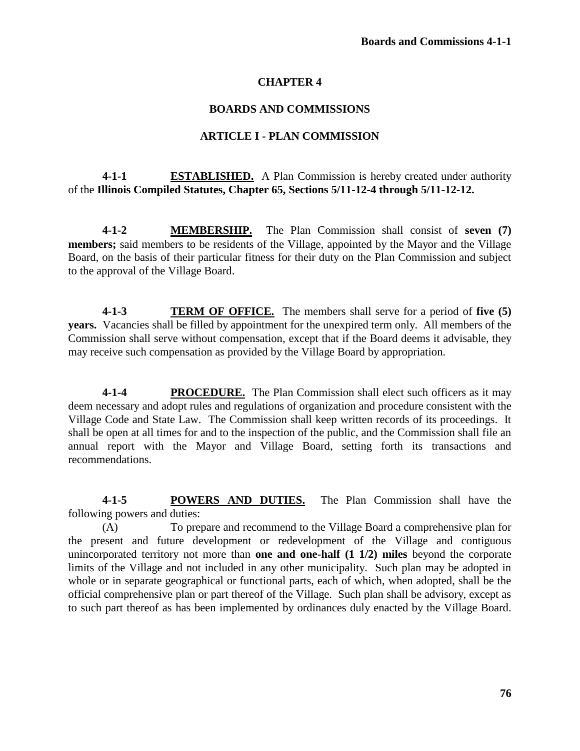# CHAPTER 4

## BOARDS AND COMMISSIONS

### ARTICLE I - PLAN COMMISSION

**4-1-1** **ESTABLISHED.** A Plan Commission is hereby created under authority of the **Illinois Compiled Statutes, Chapter 65, Sections 5/11-12-4 through 5/11-12-12.**

**4-1-2** **MEMBERSHIP.** The Plan Commission shall consist of **seven (7) members;** said members to be residents of the Village, appointed by the Mayor and the Village Board, on the basis of their particular fitness for their duty on the Plan Commission and subject to the approval of the Village Board.

**4-1-3** **TERM OF OFFICE.** The members shall serve for a period of **five (5) years.** Vacancies shall be filled by appointment for the unexpired term only. All members of the Commission shall serve without compensation, except that if the Board deems it advisable, they may receive such compensation as provided by the Village Board by appropriation.

**4-1-4** **PROCEDURE.** The Plan Commission shall elect such officers as it may deem necessary and adopt rules and regulations of organization and procedure consistent with the Village Code and State Law. The Commission shall keep written records of its proceedings. It shall be open at all times for and to the inspection of the public, and the Commission shall file an annual report with the Mayor and Village Board, setting forth its transactions and recommendations.

**4-1-5** **POWERS AND DUTIES.** The Plan Commission shall have the following powers and duties:

(A) To prepare and recommend to the Village Board a comprehensive plan for the present and future development or redevelopment of the Village and contiguous unincorporated territory not more than **one and one-half (1 1/2) miles** beyond the corporate limits of the Village and not included in any other municipality. Such plan may be adopted in whole or in separate geographical or functional parts, each of which, when adopted, shall be the official comprehensive plan or part thereof of the Village. Such plan shall be advisory, except as to such part thereof as has been implemented by ordinances duly enacted by the Village Board.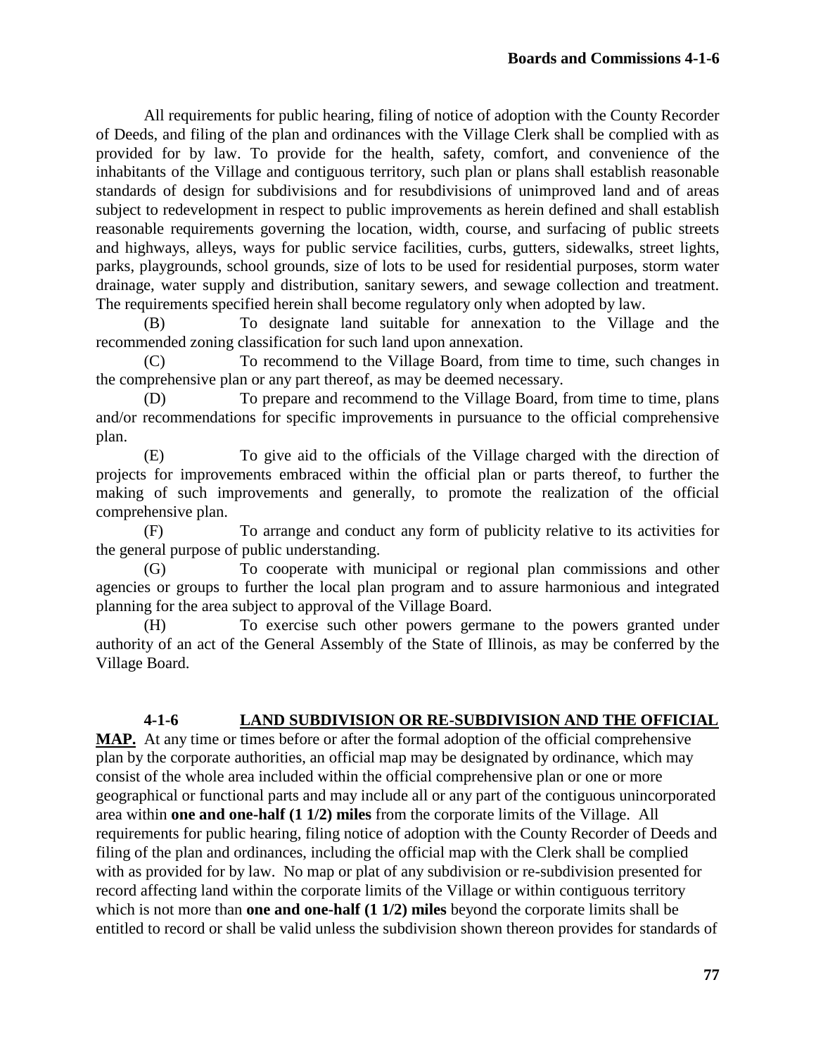All requirements for public hearing, filing of notice of adoption with the County Recorder of Deeds, and filing of the plan and ordinances with the Village Clerk shall be complied with as provided for by law. To provide for the health, safety, comfort, and convenience of the inhabitants of the Village and contiguous territory, such plan or plans shall establish reasonable standards of design for subdivisions and for resubdivisions of unimproved land and of areas subject to redevelopment in respect to public improvements as herein defined and shall establish reasonable requirements governing the location, width, course, and surfacing of public streets and highways, alleys, ways for public service facilities, curbs, gutters, sidewalks, street lights, parks, playgrounds, school grounds, size of lots to be used for residential purposes, storm water drainage, water supply and distribution, sanitary sewers, and sewage collection and treatment. The requirements specified herein shall become regulatory only when adopted by law.

(B) To designate land suitable for annexation to the Village and the recommended zoning classification for such land upon annexation.

(C) To recommend to the Village Board, from time to time, such changes in the comprehensive plan or any part thereof, as may be deemed necessary.

(D) To prepare and recommend to the Village Board, from time to time, plans and/or recommendations for specific improvements in pursuance to the official comprehensive plan.

(E) To give aid to the officials of the Village charged with the direction of projects for improvements embraced within the official plan or parts thereof, to further the making of such improvements and generally, to promote the realization of the official comprehensive plan.

(F) To arrange and conduct any form of publicity relative to its activities for the general purpose of public understanding.

(G) To cooperate with municipal or regional plan commissions and other agencies or groups to further the local plan program and to assure harmonious and integrated planning for the area subject to approval of the Village Board.

(H) To exercise such other powers germane to the powers granted under authority of an act of the General Assembly of the State of Illinois, as may be conferred by the Village Board.

**4-1-6 <u>LAND SUBDIVISION OR RE-SUBDIVISION AND THE OFFICIAL MAP.</u>** At any time or times before or after the formal adoption of the official comprehensive plan by the corporate authorities, an official map may be designated by ordinance, which may consist of the whole area included within the official comprehensive plan or one or more geographical or functional parts and may include all or any part of the contiguous unincorporated area within **one and one-half (1 1/2) miles** from the corporate limits of the Village. All requirements for public hearing, filing notice of adoption with the County Recorder of Deeds and filing of the plan and ordinances, including the official map with the Clerk shall be complied with as provided for by law. No map or plat of any subdivision or re-subdivision presented for record affecting land within the corporate limits of the Village or within contiguous territory which is not more than **one and one-half (1 1/2) miles** beyond the corporate limits shall be entitled to record or shall be valid unless the subdivision shown thereon provides for standards of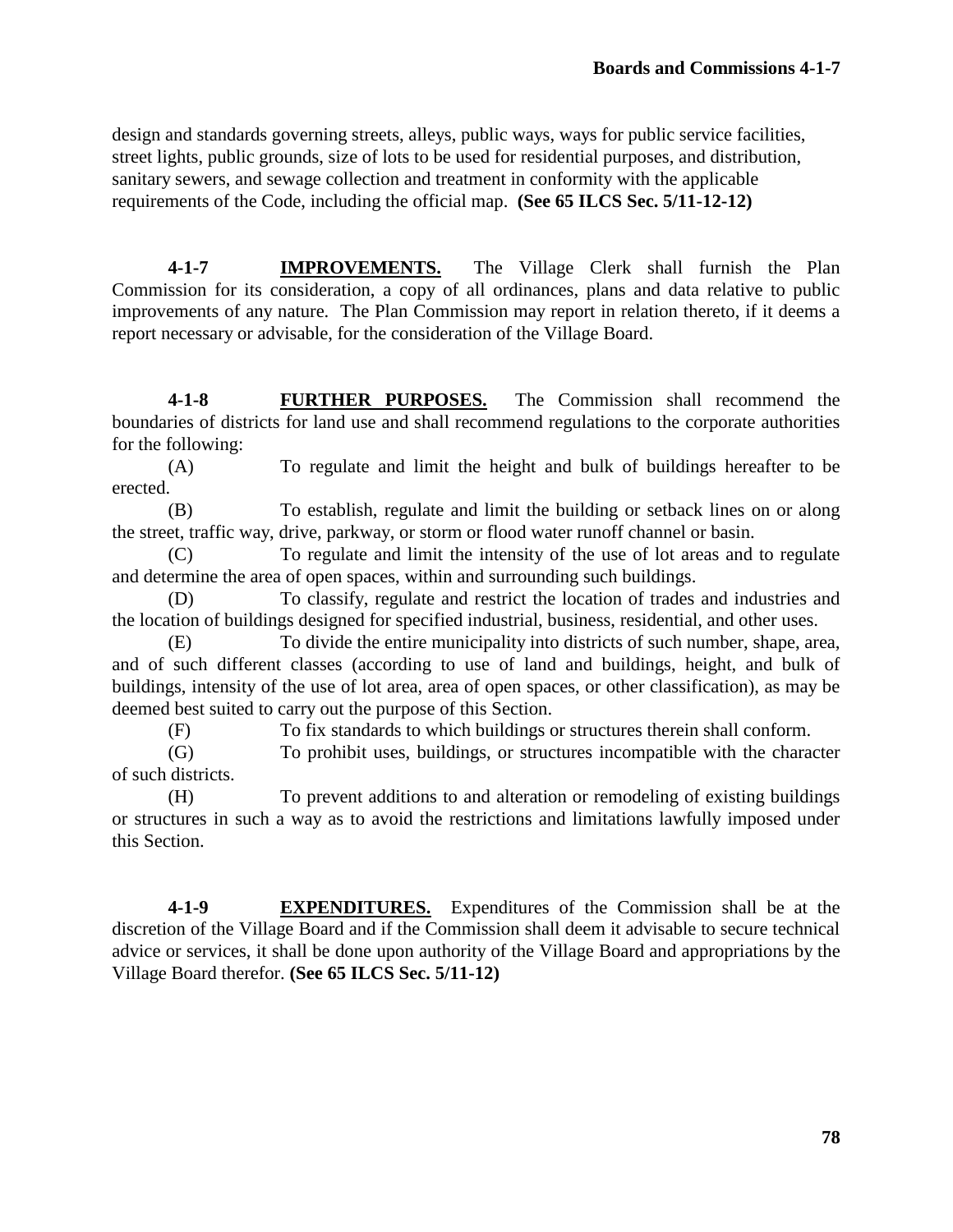design and standards governing streets, alleys, public ways, ways for public service facilities, street lights, public grounds, size of lots to be used for residential purposes, and distribution, sanitary sewers, and sewage collection and treatment in conformity with the applicable requirements of the Code, including the official map. **(See 65 ILCS Sec. 5/11-12-12)**

**4-1-7** **IMPROVEMENTS.** The Village Clerk shall furnish the Plan Commission for its consideration, a copy of all ordinances, plans and data relative to public improvements of any nature. The Plan Commission may report in relation thereto, if it deems a report necessary or advisable, for the consideration of the Village Board.

**4-1-8** **FURTHER PURPOSES.** The Commission shall recommend the boundaries of districts for land use and shall recommend regulations to the corporate authorities for the following:

(A) To regulate and limit the height and bulk of buildings hereafter to be erected.

(B) To establish, regulate and limit the building or setback lines on or along the street, traffic way, drive, parkway, or storm or flood water runoff channel or basin.

(C) To regulate and limit the intensity of the use of lot areas and to regulate and determine the area of open spaces, within and surrounding such buildings.

(D) To classify, regulate and restrict the location of trades and industries and the location of buildings designed for specified industrial, business, residential, and other uses.

(E) To divide the entire municipality into districts of such number, shape, area, and of such different classes (according to use of land and buildings, height, and bulk of buildings, intensity of the use of lot area, area of open spaces, or other classification), as may be deemed best suited to carry out the purpose of this Section.

(F) To fix standards to which buildings or structures therein shall conform.

(G) To prohibit uses, buildings, or structures incompatible with the character of such districts.

(H) To prevent additions to and alteration or remodeling of existing buildings or structures in such a way as to avoid the restrictions and limitations lawfully imposed under this Section.

**4-1-9** **EXPENDITURES.** Expenditures of the Commission shall be at the discretion of the Village Board and if the Commission shall deem it advisable to secure technical advice or services, it shall be done upon authority of the Village Board and appropriations by the Village Board therefor. **(See 65 ILCS Sec. 5/11-12)**